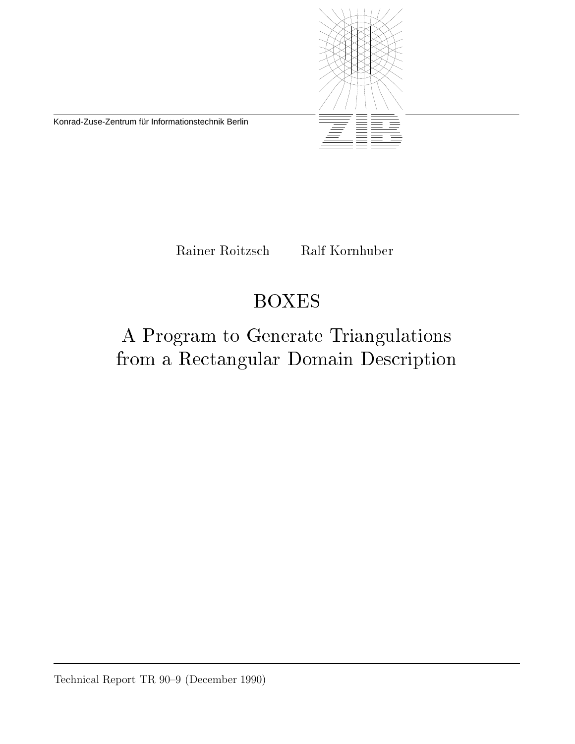Konrad-Zuse-Zentrum für Informationstechnik Berlin

Rainer Roitzsch    Ralf Kornhuber

# BOXES

## A Program to Generate Triangulations from a Rectangular Domain Description

Technical Report TR 90–9 (December 1990)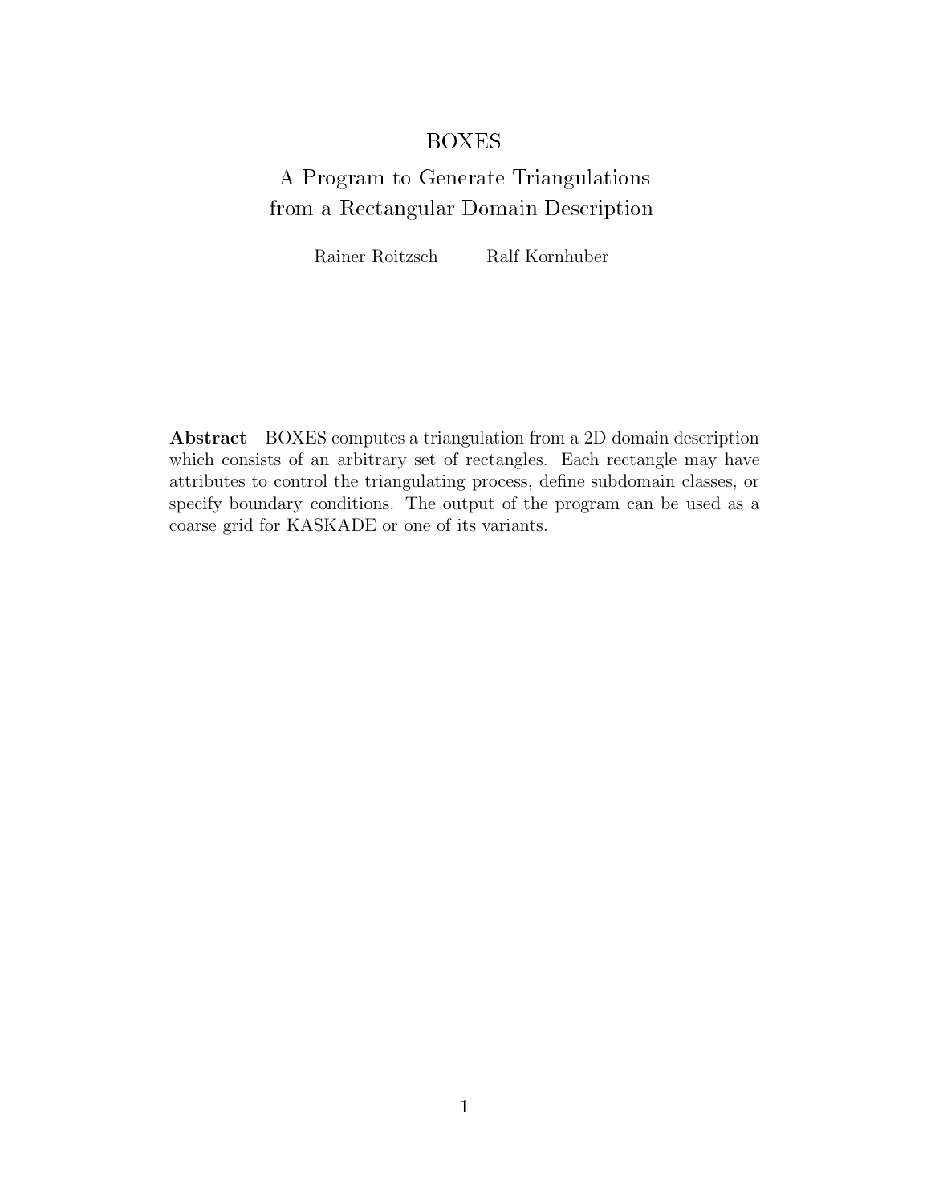# BOXES

## A Program to Generate Triangulations from a Rectangular Domain Description

Rainer Roitzsch    Ralf Kornhuber

**Abstract** BOXES computes a triangulation from a 2D domain description which consists of an arbitrary set of rectangles. Each rectangle may have attributes to control the triangulating process, define subdomain classes, or specify boundary conditions. The output of the program can be used as a coarse grid for KASKADE or one of its variants.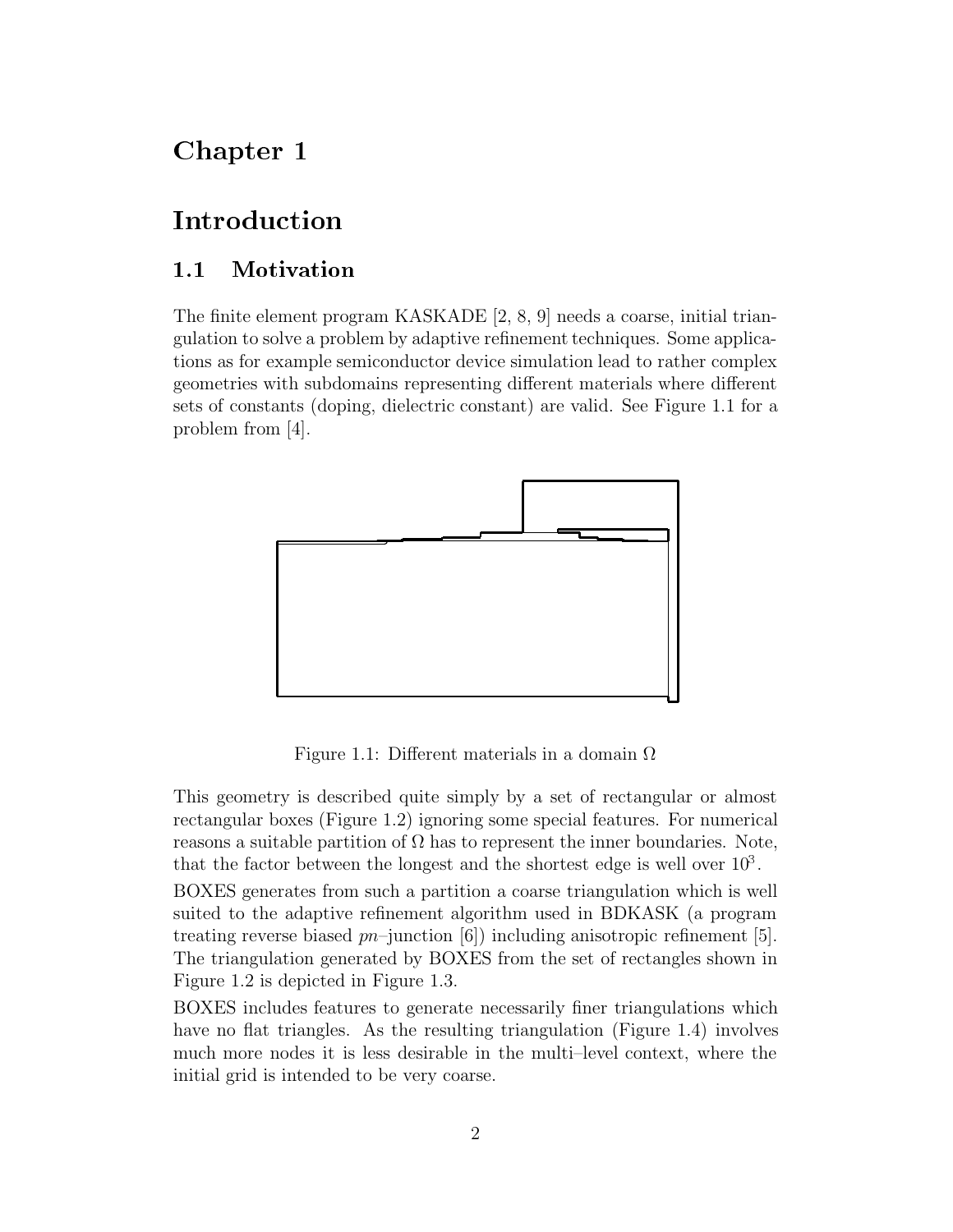# Chapter 1

# Introduction

## 1.1 Motivation

The finite element program KASKADE [2, 8, 9] needs a coarse, initial triangulation to solve a problem by adaptive refinement techniques. Some applications as for example semiconductor device simulation lead to rather complex geometries with subdomains representing different materials where different sets of constants (doping, dielectric constant) are valid. See Figure 1.1 for a problem from [4].

Figure 1.1: Different materials in a domain $\Omega$

This geometry is described quite simply by a set of rectangular or almost rectangular boxes (Figure 1.2) ignoring some special features. For numerical reasons a suitable partition of $\Omega$ has to represent the inner boundaries. Note, that the factor between the longest and the shortest edge is well over $10^3$.

BOXES generates from such a partition a coarse triangulation which is well suited to the adaptive refinement algorithm used in BDKASK (a program treating reverse biased *pn*–junction [6]) including anisotropic refinement [5]. The triangulation generated by BOXES from the set of rectangles shown in Figure 1.2 is depicted in Figure 1.3.

BOXES includes features to generate necessarily finer triangulations which have no flat triangles. As the resulting triangulation (Figure 1.4) involves much more nodes it is less desirable in the multi–level context, where the initial grid is intended to be very coarse.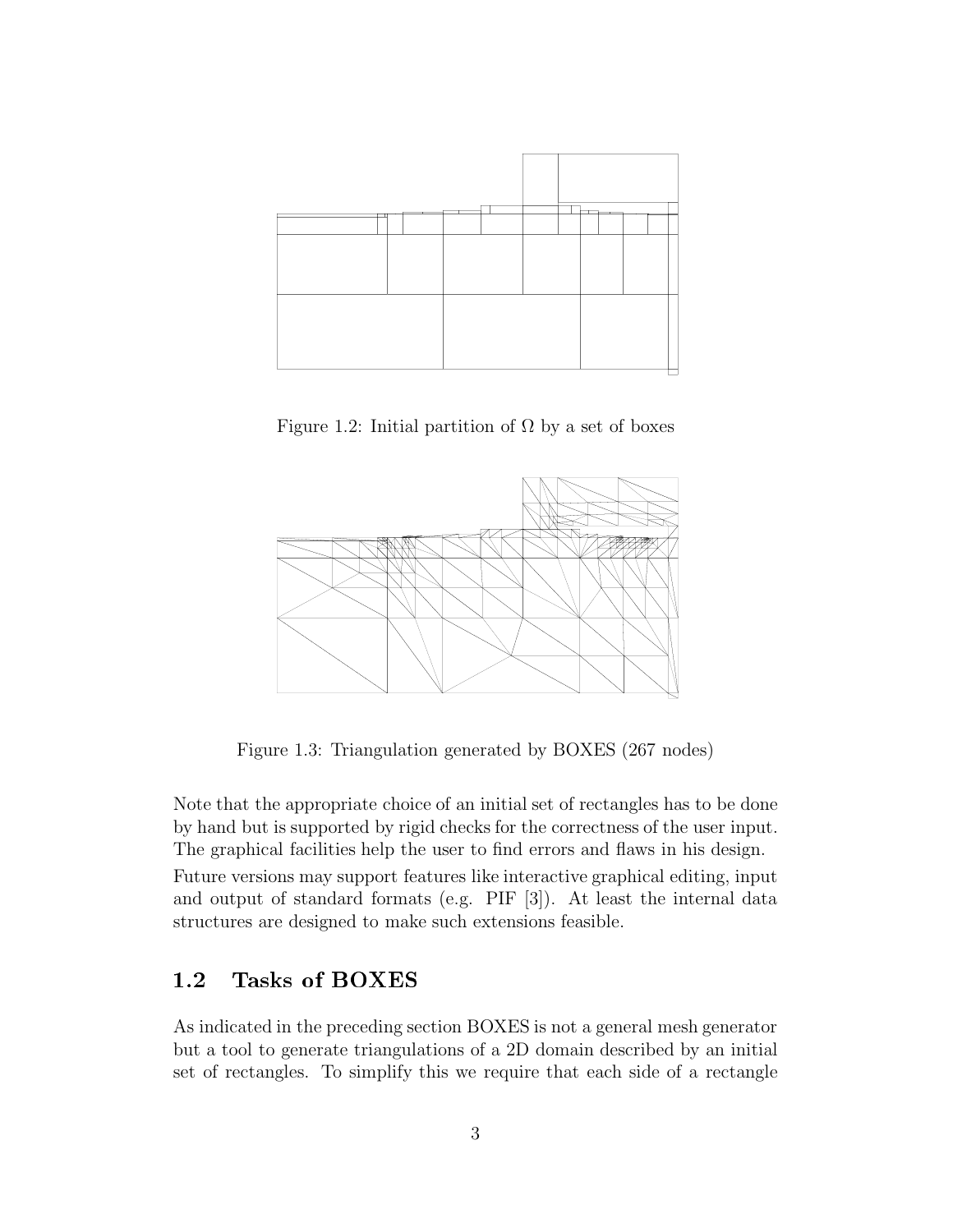Figure 1.2: Initial partition of Ω by a set of boxes

Figure 1.3: Triangulation generated by BOXES (267 nodes)

Note that the appropriate choice of an initial set of rectangles has to be done by hand but is supported by rigid checks for the correctness of the user input. The graphical facilities help the user to find errors and flaws in his design.

Future versions may support features like interactive graphical editing, input and output of standard formats (e.g. PIF [3]). At least the internal data structures are designed to make such extensions feasible.

## 1.2 Tasks of BOXES

As indicated in the preceding section BOXES is not a general mesh generator but a tool to generate triangulations of a 2D domain described by an initial set of rectangles. To simplify this we require that each side of a rectangle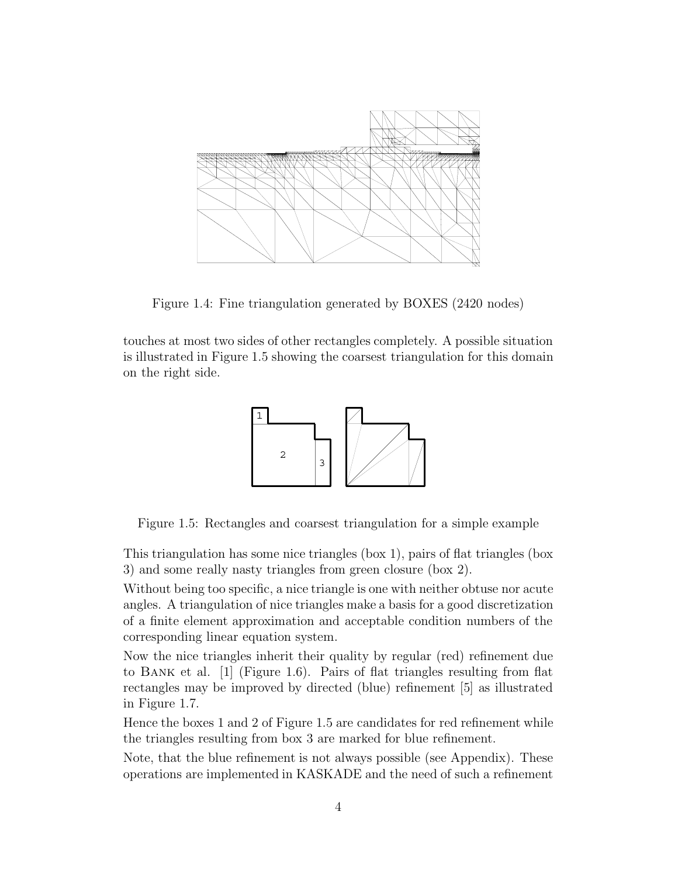Figure 1.4: Fine triangulation generated by BOXES (2420 nodes)

touches at most two sides of other rectangles completely. A possible situation is illustrated in Figure 1.5 showing the coarsest triangulation for this domain on the right side.

Figure 1.5: Rectangles and coarsest triangulation for a simple example

This triangulation has some nice triangles (box 1), pairs of flat triangles (box 3) and some really nasty triangles from green closure (box 2).

Without being too specific, a nice triangle is one with neither obtuse nor acute angles. A triangulation of nice triangles make a basis for a good discretization of a finite element approximation and acceptable condition numbers of the corresponding linear equation system.

Now the nice triangles inherit their quality by regular (red) refinement due to Bank et al. [1] (Figure 1.6). Pairs of flat triangles resulting from flat rectangles may be improved by directed (blue) refinement [5] as illustrated in Figure 1.7.

Hence the boxes 1 and 2 of Figure 1.5 are candidates for red refinement while the triangles resulting from box 3 are marked for blue refinement.

Note, that the blue refinement is not always possible (see Appendix). These operations are implemented in KASKADE and the need of such a refinement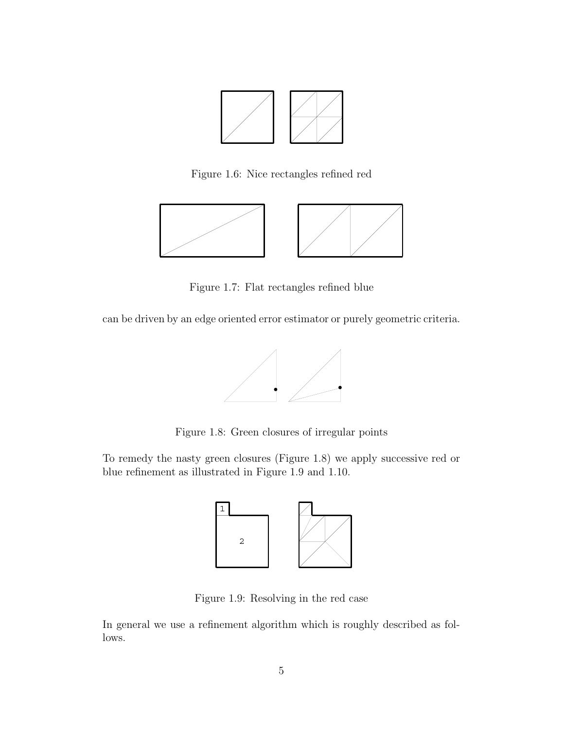Figure 1.6: Nice rectangles refined red

Figure 1.7: Flat rectangles refined blue

can be driven by an edge oriented error estimator or purely geometric criteria.

Figure 1.8: Green closures of irregular points

To remedy the nasty green closures (Figure 1.8) we apply successive red or blue refinement as illustrated in Figure 1.9 and 1.10.

Figure 1.9: Resolving in the red case

In general we use a refinement algorithm which is roughly described as follows.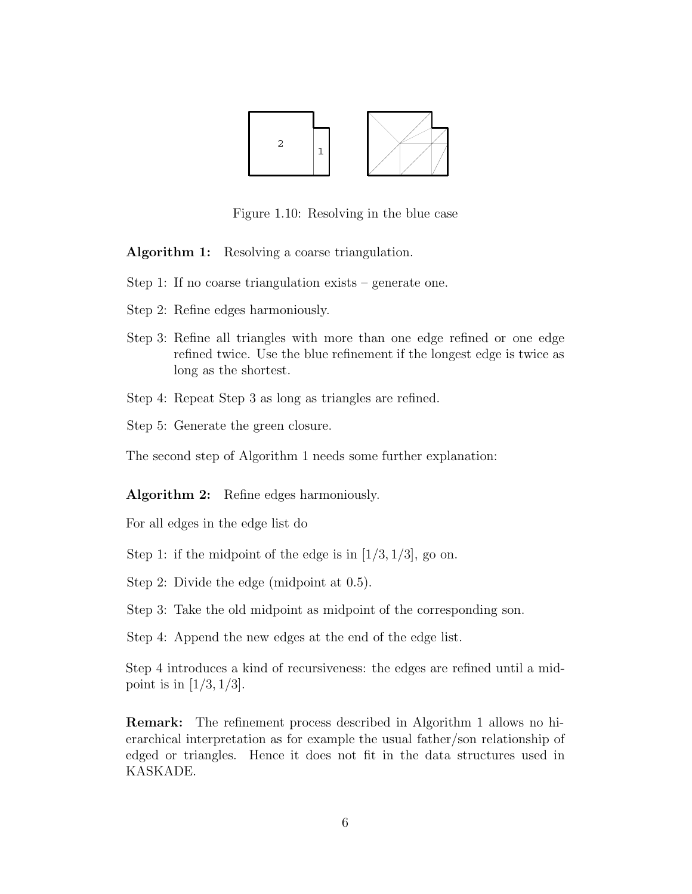Figure 1.10: Resolving in the blue case

**Algorithm 1:** Resolving a coarse triangulation.

Step 1: If no coarse triangulation exists – generate one.

Step 2: Refine edges harmoniously.

Step 3: Refine all triangles with more than one edge refined or one edge refined twice. Use the blue refinement if the longest edge is twice as long as the shortest.

Step 4: Repeat Step 3 as long as triangles are refined.

Step 5: Generate the green closure.

The second step of Algorithm 1 needs some further explanation:

**Algorithm 2:** Refine edges harmoniously.

For all edges in the edge list do

Step 1: if the midpoint of the edge is in $[1/3, 1/3]$, go on.

Step 2: Divide the edge (midpoint at 0.5).

Step 3: Take the old midpoint as midpoint of the corresponding son.

Step 4: Append the new edges at the end of the edge list.

Step 4 introduces a kind of recursiveness: the edges are refined until a midpoint is in $[1/3, 1/3]$.

**Remark:** The refinement process described in Algorithm 1 allows no hierarchical interpretation as for example the usual father/son relationship of edged or triangles. Hence it does not fit in the data structures used in KASKADE.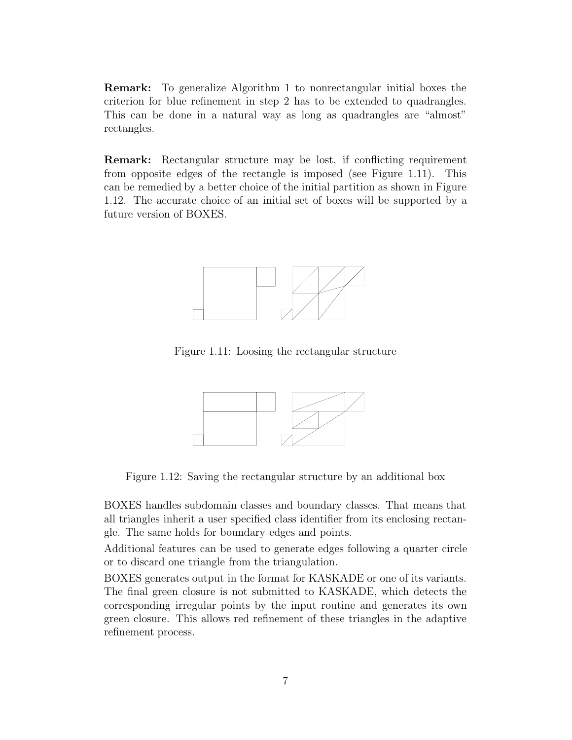**Remark:** To generalize Algorithm 1 to nonrectangular initial boxes the criterion for blue refinement in step 2 has to be extended to quadrangles. This can be done in a natural way as long as quadrangles are "almost" rectangles.

**Remark:** Rectangular structure may be lost, if conflicting requirement from opposite edges of the rectangle is imposed (see Figure 1.11). This can be remedied by a better choice of the initial partition as shown in Figure 1.12. The accurate choice of an initial set of boxes will be supported by a future version of BOXES.

Figure 1.11: Loosing the rectangular structure

Figure 1.12: Saving the rectangular structure by an additional box

BOXES handles subdomain classes and boundary classes. That means that all triangles inherit a user specified class identifier from its enclosing rectangle. The same holds for boundary edges and points.

Additional features can be used to generate edges following a quarter circle or to discard one triangle from the triangulation.

BOXES generates output in the format for KASKADE or one of its variants. The final green closure is not submitted to KASKADE, which detects the corresponding irregular points by the input routine and generates its own green closure. This allows red refinement of these triangles in the adaptive refinement process.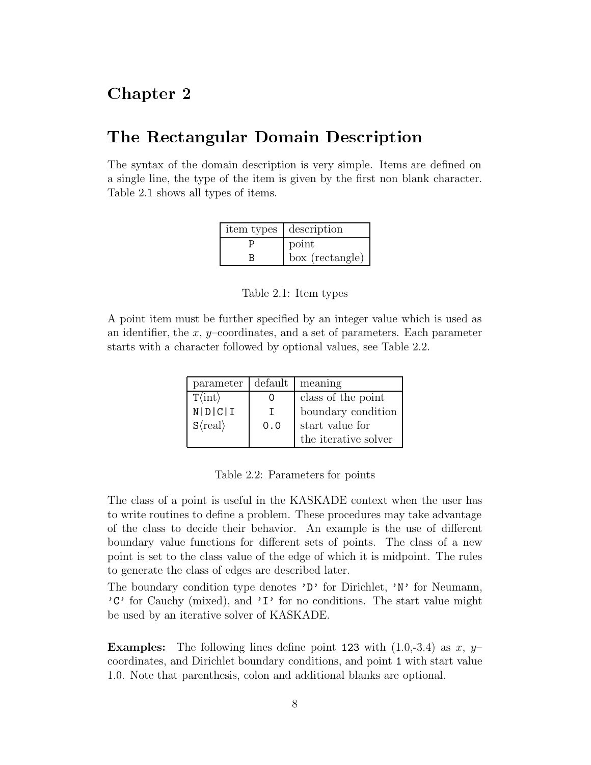# Chapter 2

# The Rectangular Domain Description

The syntax of the domain description is very simple. Items are defined on a single line, the type of the item is given by the first non blank character. Table 2.1 shows all types of items.

| item types | description |
| --- | --- |
| `P` | point |
| `B` | box (rectangle) |

Table 2.1: Item types

A point item must be further specified by an integer value which is used as an identifier, the $x$, $y$–coordinates, and a set of parameters. Each parameter starts with a character followed by optional values, see Table 2.2.

| parameter | default | meaning |
| --- | --- | --- |
| `T`⟨int⟩ | `0` | class of the point |
| `N|D|C|I` | `I` | boundary condition |
| `S`⟨real⟩ | `0.0` | start value for the iterative solver |

Table 2.2: Parameters for points

The class of a point is useful in the KASKADE context when the user has to write routines to define a problem. These procedures may take advantage of the class to decide their behavior. An example is the use of different boundary value functions for different sets of points. The class of a new point is set to the class value of the edge of which it is midpoint. The rules to generate the class of edges are described later.

The boundary condition type denotes `'D'` for Dirichlet, `'N'` for Neumann, `'C'` for Cauchy (mixed), and `'I'` for no conditions. The start value might be used by an iterative solver of KASKADE.

**Examples:** The following lines define point `123` with (1.0,-3.4) as $x$, $y$–coordinates, and Dirichlet boundary conditions, and point `1` with start value 1.0. Note that parenthesis, colon and additional blanks are optional.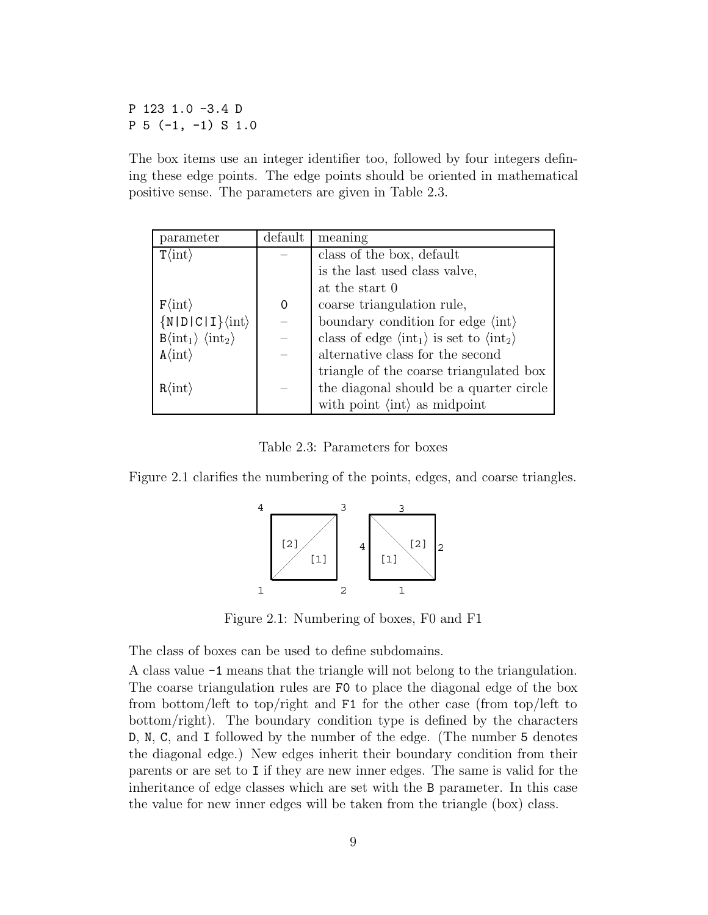```
P 123 1.0 -3.4 D
P 5 (-1, -1) S 1.0
```

The box items use an integer identifier too, followed by four integers defining these edge points. The edge points should be oriented in mathematical positive sense. The parameters are given in Table 2.3.

| parameter | default | meaning |
|---|---|---|
| T⟨int⟩ | – | class of the box, default is the last used class valve, at the start 0 |
| F⟨int⟩ | 0 | coarse triangulation rule, |
| {N\|D\|C\|I}⟨int⟩ | – | boundary condition for edge ⟨int⟩ |
| B⟨int$_1$⟩ ⟨int$_2$⟩ | – | class of edge ⟨int$_1$⟩ is set to ⟨int$_2$⟩ |
| A⟨int⟩ | – | alternative class for the second triangle of the coarse triangulated box |
| R⟨int⟩ | – | the diagonal should be a quarter circle with point ⟨int⟩ as midpoint |

Table 2.3: Parameters for boxes

Figure 2.1 clarifies the numbering of the points, edges, and coarse triangles.

Figure 2.1: Numbering of boxes, F0 and F1

The class of boxes can be used to define subdomains.

A class value `-1` means that the triangle will not belong to the triangulation. The coarse triangulation rules are `F0` to place the diagonal edge of the box from bottom/left to top/right and `F1` for the other case (from top/left to bottom/right). The boundary condition type is defined by the characters `D`, `N`, `C`, and `I` followed by the number of the edge. (The number `5` denotes the diagonal edge.) New edges inherit their boundary condition from their parents or are set to `I` if they are new inner edges. The same is valid for the inheritance of edge classes which are set with the `B` parameter. In this case the value for new inner edges will be taken from the triangle (box) class.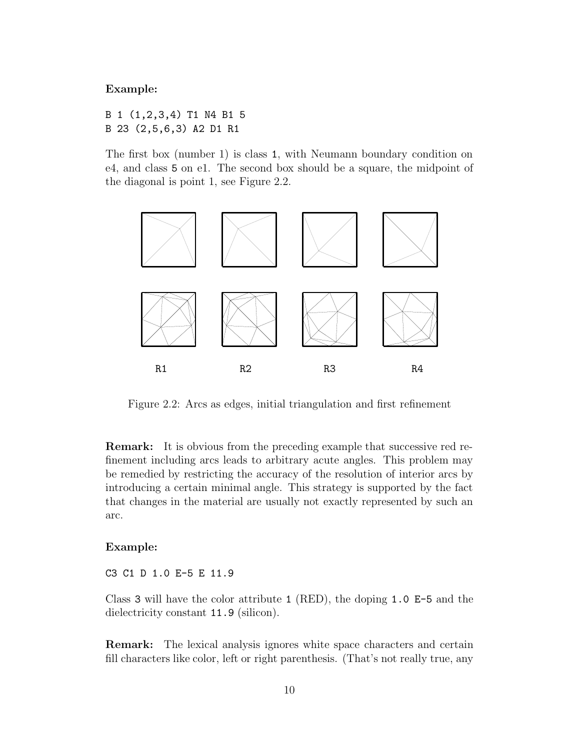**Example:**

```
B 1 (1,2,3,4) T1 N4 B1 5
B 23 (2,5,6,3) A2 D1 R1
```

The first box (number 1) is class `1`, with Neumann boundary condition on e4, and class `5` on e1. The second box should be a square, the midpoint of the diagonal is point 1, see Figure 2.2.

R1 R2 R3 R4

Figure 2.2: Arcs as edges, initial triangulation and first refinement

**Remark:** It is obvious from the preceding example that successive red refinement including arcs leads to arbitrary acute angles. This problem may be remedied by restricting the accuracy of the resolution of interior arcs by introducing a certain minimal angle. This strategy is supported by the fact that changes in the material are usually not exactly represented by such an arc.

**Example:**

```
C3 C1 D 1.0 E-5 E 11.9
```

Class `3` will have the color attribute `1` (RED), the doping `1.0 E-5` and the dielectricity constant `11.9` (silicon).

**Remark:** The lexical analysis ignores white space characters and certain fill characters like color, left or right parenthesis. (That's not really true, any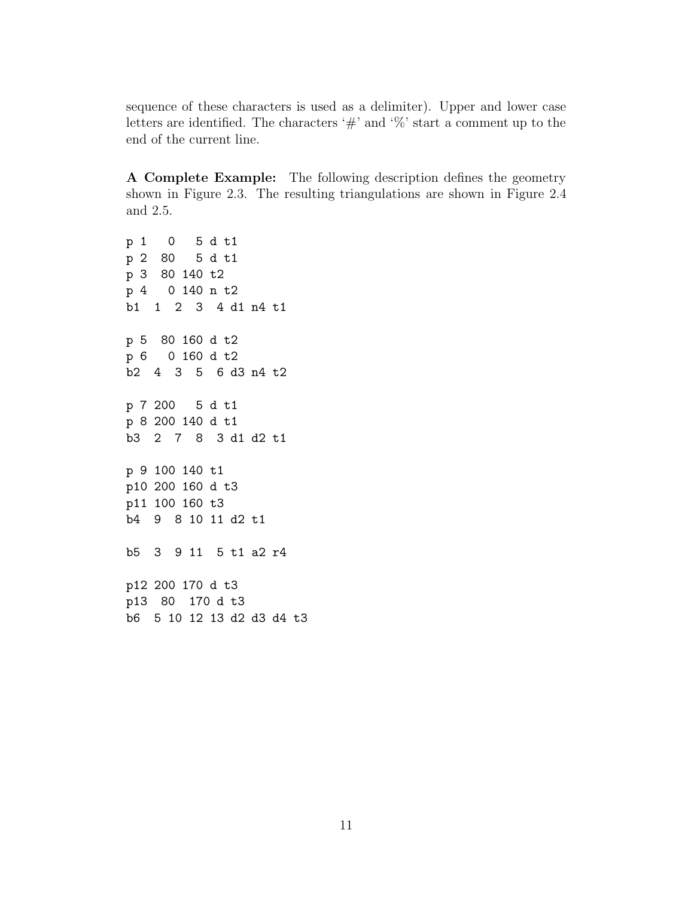sequence of these characters is used as a delimiter). Upper and lower case letters are identified. The characters '#' and '%' start a comment up to the end of the current line.

**A Complete Example:** The following description defines the geometry shown in Figure 2.3. The resulting triangulations are shown in Figure 2.4 and 2.5.

```
p 1   0   5 d t1
p 2  80   5 d t1
p 3  80 140 t2
p 4   0 140 n t2
b1  1  2  3  4 d1 n4 t1

p 5  80 160 d t2
p 6   0 160 d t2
b2  4  3  5  6 d3 n4 t2

p 7 200   5 d t1
p 8 200 140 d t1
b3  2  7  8  3 d1 d2 t1

p 9 100 140 t1
p10 200 160 d t3
p11 100 160 t3
b4  9  8 10 11 d2 t1

b5  3  9 11  5 t1 a2 r4

p12 200 170 d t3
p13  80  170 d t3
b6  5 10 12 13 d2 d3 d4 t3
```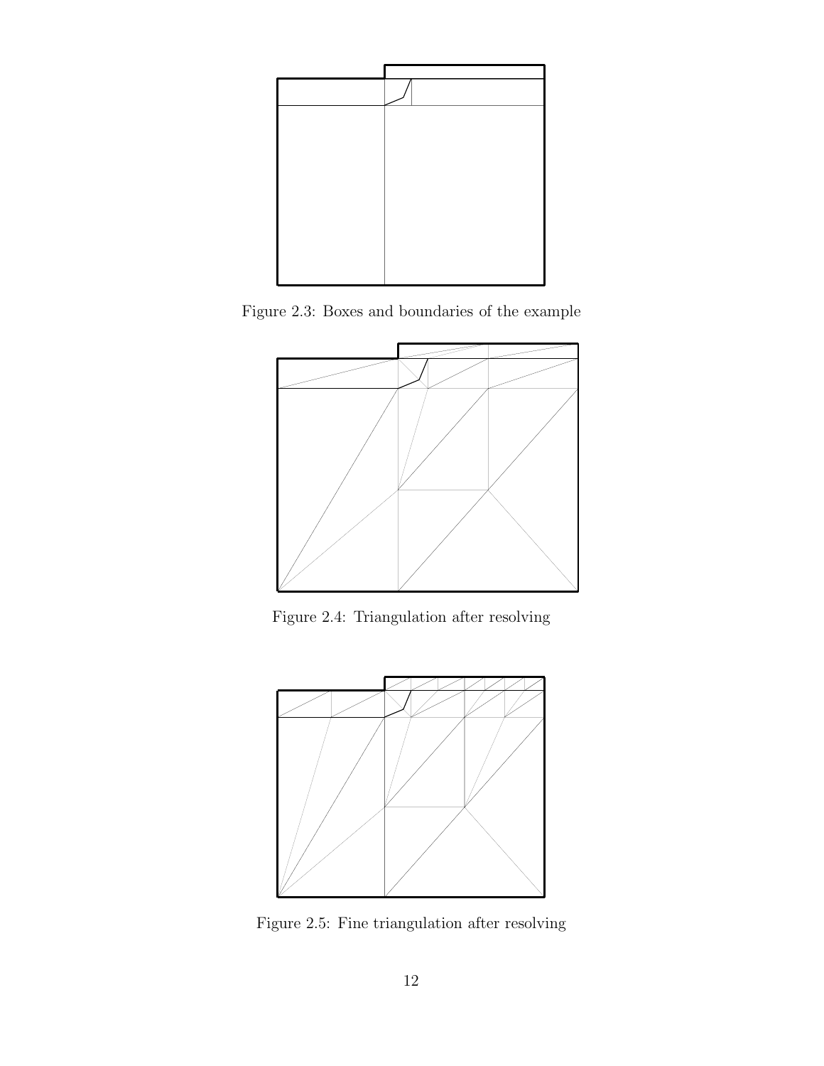Figure 2.3: Boxes and boundaries of the example

Figure 2.4: Triangulation after resolving

Figure 2.5: Fine triangulation after resolving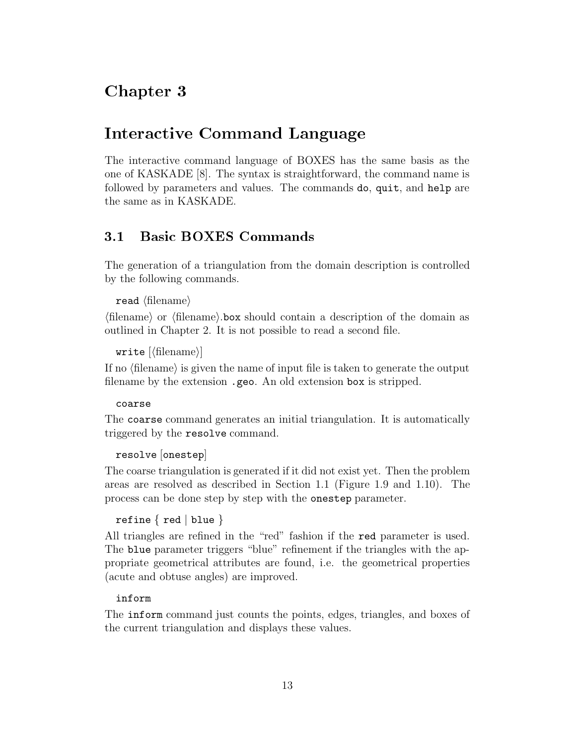# Chapter 3

# Interactive Command Language

The interactive command language of BOXES has the same basis as the one of KASKADE [8]. The syntax is straightforward, the command name is followed by parameters and values. The commands `do`, `quit`, and `help` are the same as in KASKADE.

## 3.1 Basic BOXES Commands

The generation of a triangulation from the domain description is controlled by the following commands.

`read` ⟨filename⟩

⟨filename⟩ or ⟨filename⟩`.box` should contain a description of the domain as outlined in Chapter 2. It is not possible to read a second file.

`write` [⟨filename⟩]

If no ⟨filename⟩ is given the name of input file is taken to generate the output filename by the extension `.geo`. An old extension `box` is stripped.

`coarse`

The `coarse` command generates an initial triangulation. It is automatically triggered by the `resolve` command.

`resolve` [`onestep`]

The coarse triangulation is generated if it did not exist yet. Then the problem areas are resolved as described in Section 1.1 (Figure 1.9 and 1.10). The process can be done step by step with the `onestep` parameter.

`refine` { `red` | `blue` }

All triangles are refined in the "red" fashion if the `red` parameter is used. The `blue` parameter triggers "blue" refinement if the triangles with the appropriate geometrical attributes are found, i.e. the geometrical properties (acute and obtuse angles) are improved.

`inform`

The `inform` command just counts the points, edges, triangles, and boxes of the current triangulation and displays these values.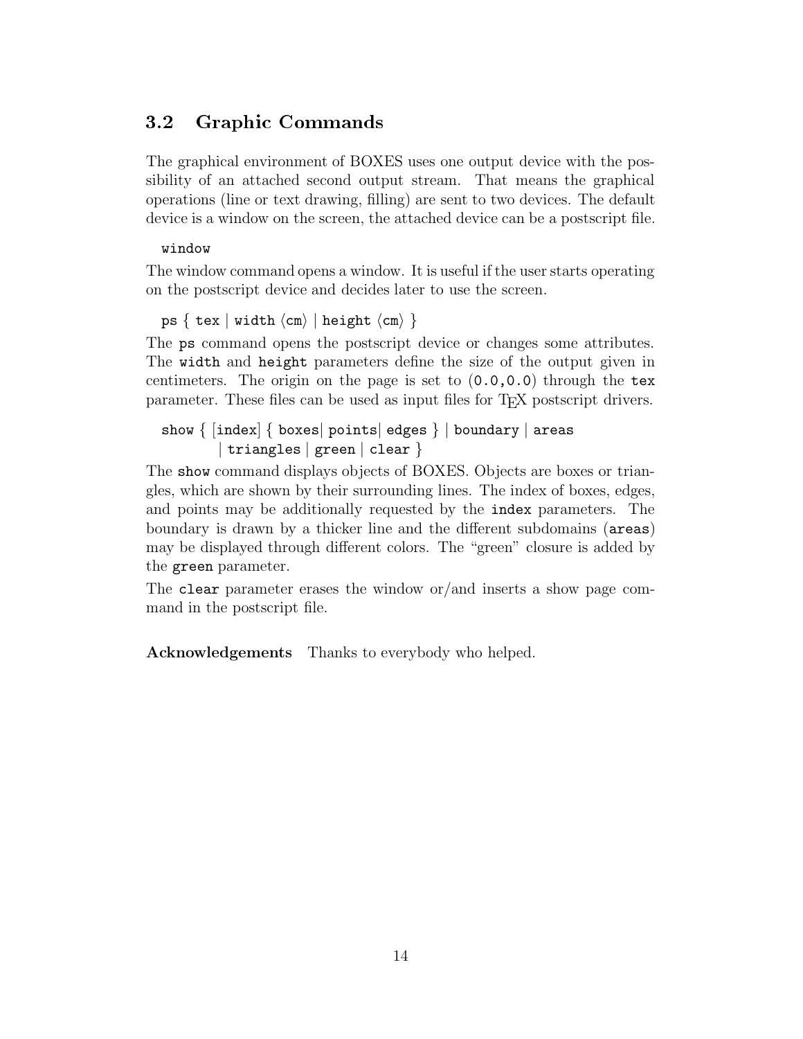## 3.2 Graphic Commands

The graphical environment of BOXES uses one output device with the possibility of an attached second output stream. That means the graphical operations (line or text drawing, filling) are sent to two devices. The default device is a window on the screen, the attached device can be a postscript file.

`window`

The window command opens a window. It is useful if the user starts operating on the postscript device and decides later to use the screen.

`ps` { `tex` | `width` ⟨`cm`⟩ | `height` ⟨`cm`⟩ }

The `ps` command opens the postscript device or changes some attributes. The `width` and `height` parameters define the size of the output given in centimeters. The origin on the page is set to (`0.0,0.0`) through the `tex` parameter. These files can be used as input files for TEX postscript drivers.

`show` { [`index`] { `boxes`| `points`| `edges` } | `boundary` | `areas` | `triangles` | `green` | `clear` }

The `show` command displays objects of BOXES. Objects are boxes or triangles, which are shown by their surrounding lines. The index of boxes, edges, and points may be additionally requested by the `index` parameters. The boundary is drawn by a thicker line and the different subdomains (`areas`) may be displayed through different colors. The "green" closure is added by the `green` parameter.

The `clear` parameter erases the window or/and inserts a show page command in the postscript file.

**Acknowledgements** Thanks to everybody who helped.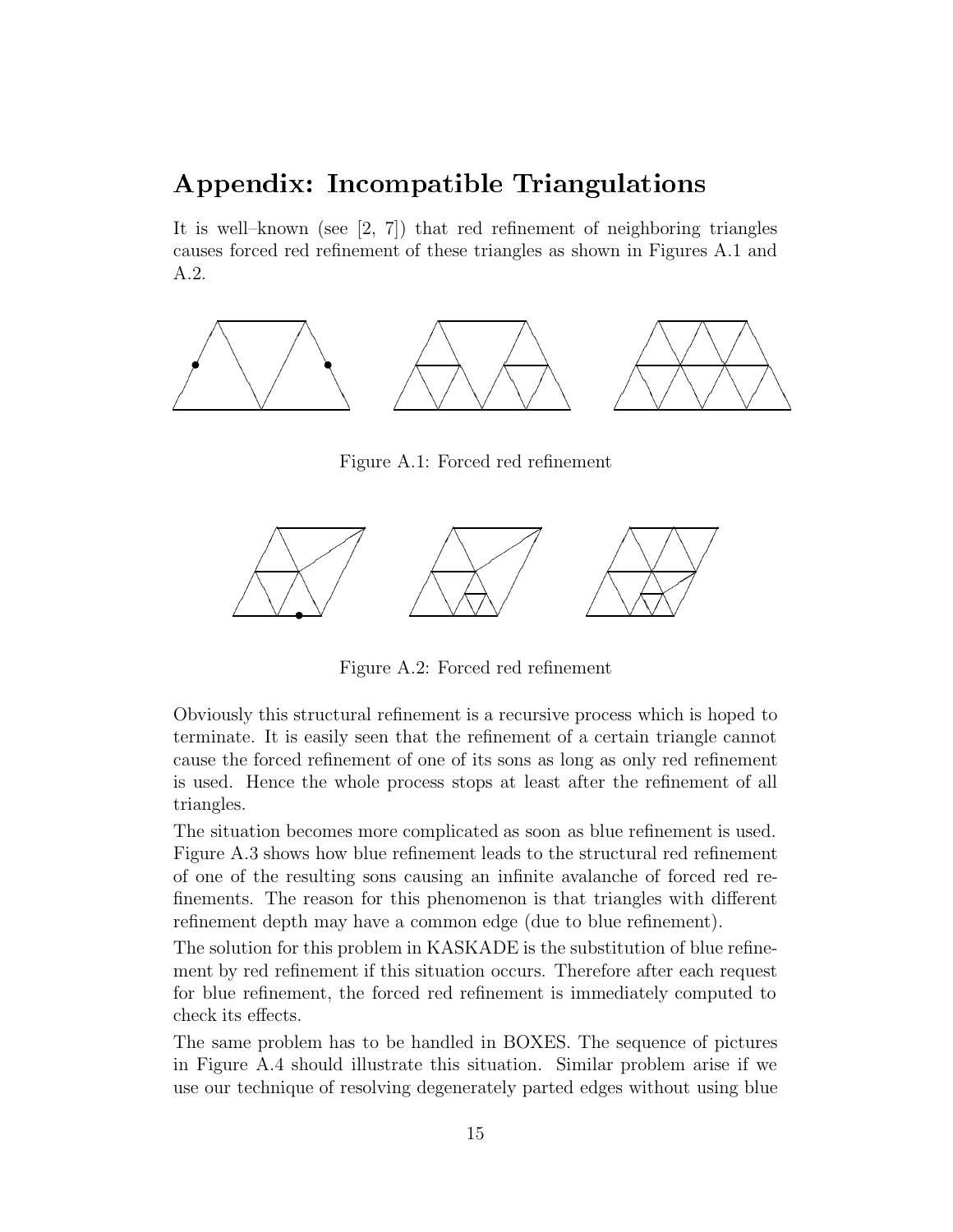# Appendix: Incompatible Triangulations

It is well–known (see [2, 7]) that red refinement of neighboring triangles causes forced red refinement of these triangles as shown in Figures A.1 and A.2.

Figure A.1: Forced red refinement

Figure A.2: Forced red refinement

Obviously this structural refinement is a recursive process which is hoped to terminate. It is easily seen that the refinement of a certain triangle cannot cause the forced refinement of one of its sons as long as only red refinement is used. Hence the whole process stops at least after the refinement of all triangles.

The situation becomes more complicated as soon as blue refinement is used. Figure A.3 shows how blue refinement leads to the structural red refinement of one of the resulting sons causing an infinite avalanche of forced red refinements. The reason for this phenomenon is that triangles with different refinement depth may have a common edge (due to blue refinement).

The solution for this problem in KASKADE is the substitution of blue refinement by red refinement if this situation occurs. Therefore after each request for blue refinement, the forced red refinement is immediately computed to check its effects.

The same problem has to be handled in BOXES. The sequence of pictures in Figure A.4 should illustrate this situation. Similar problem arise if we use our technique of resolving degenerately parted edges without using blue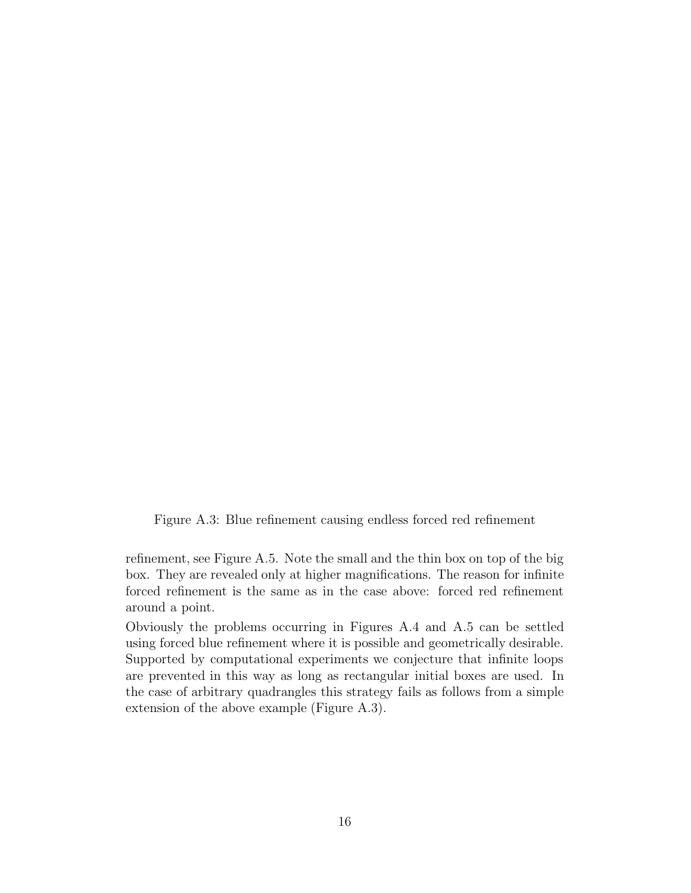Figure A.3: Blue refinement causing endless forced red refinement

refinement, see Figure A.5. Note the small and the thin box on top of the big box. They are revealed only at higher magnifications. The reason for infinite forced refinement is the same as in the case above: forced red refinement around a point.

Obviously the problems occurring in Figures A.4 and A.5 can be settled using forced blue refinement where it is possible and geometrically desirable. Supported by computational experiments we conjecture that infinite loops are prevented in this way as long as rectangular initial boxes are used. In the case of arbitrary quadrangles this strategy fails as follows from a simple extension of the above example (Figure A.3).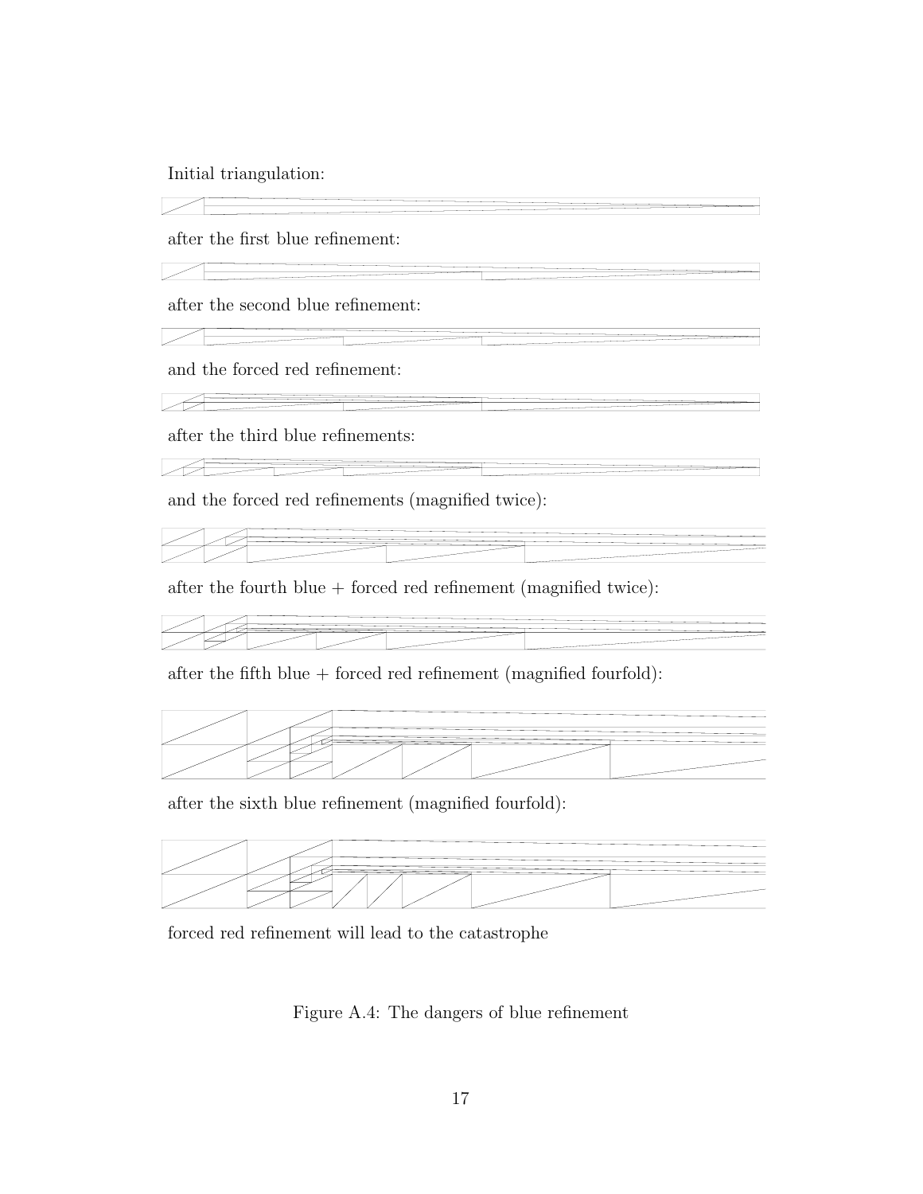Initial triangulation:

after the first blue refinement:

after the second blue refinement:

and the forced red refinement:

after the third blue refinements:

and the forced red refinements (magnified twice):

after the fourth blue + forced red refinement (magnified twice):

after the fifth blue + forced red refinement (magnified fourfold):

after the sixth blue refinement (magnified fourfold):

forced red refinement will lead to the catastrophe

Figure A.4: The dangers of blue refinement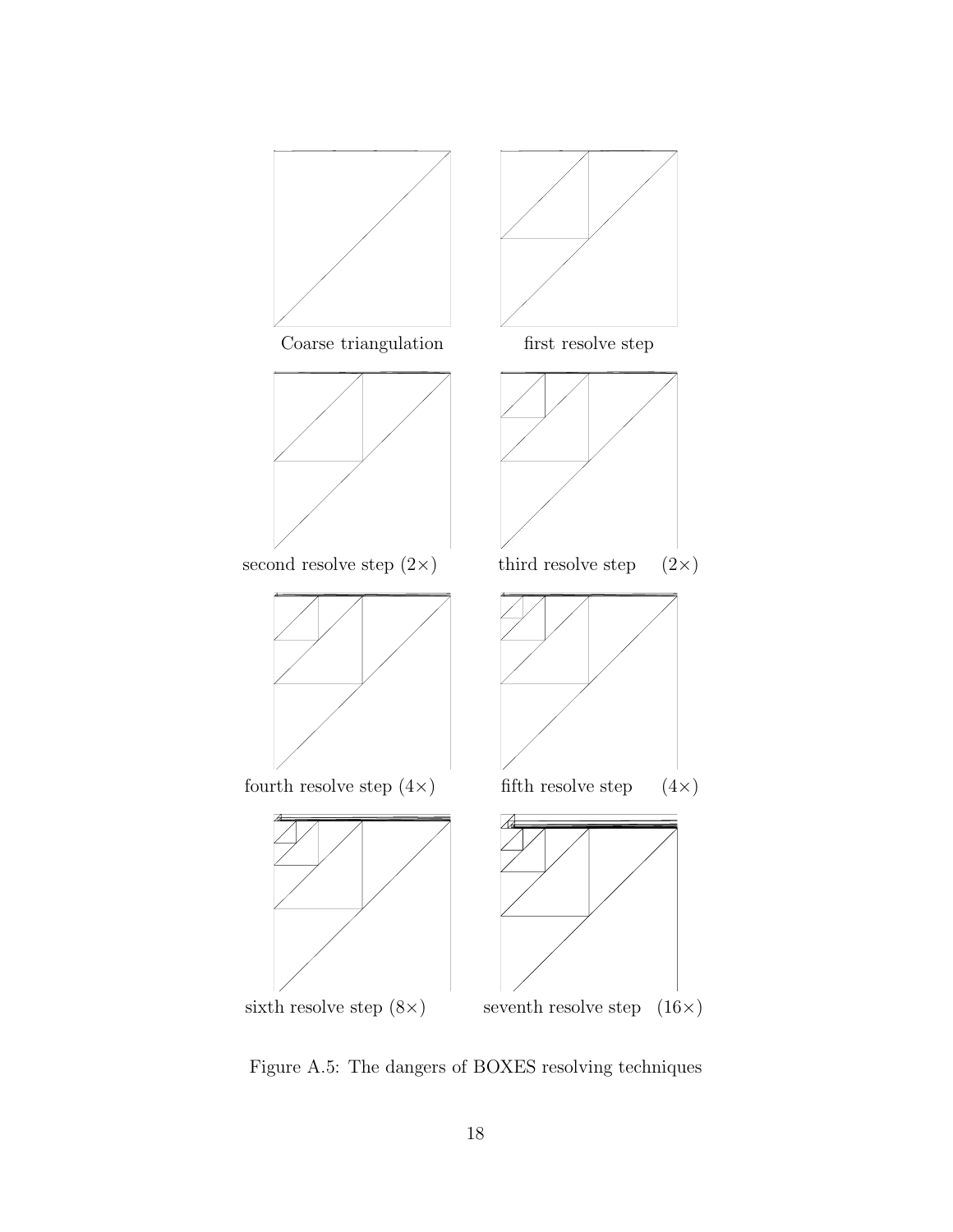Coarse triangulation

first resolve step

second resolve step (2×)

third resolve step (2×)

fourth resolve step (4×)

fifth resolve step (4×)

sixth resolve step (8×)

seventh resolve step (16×)

Figure A.5: The dangers of BOXES resolving techniques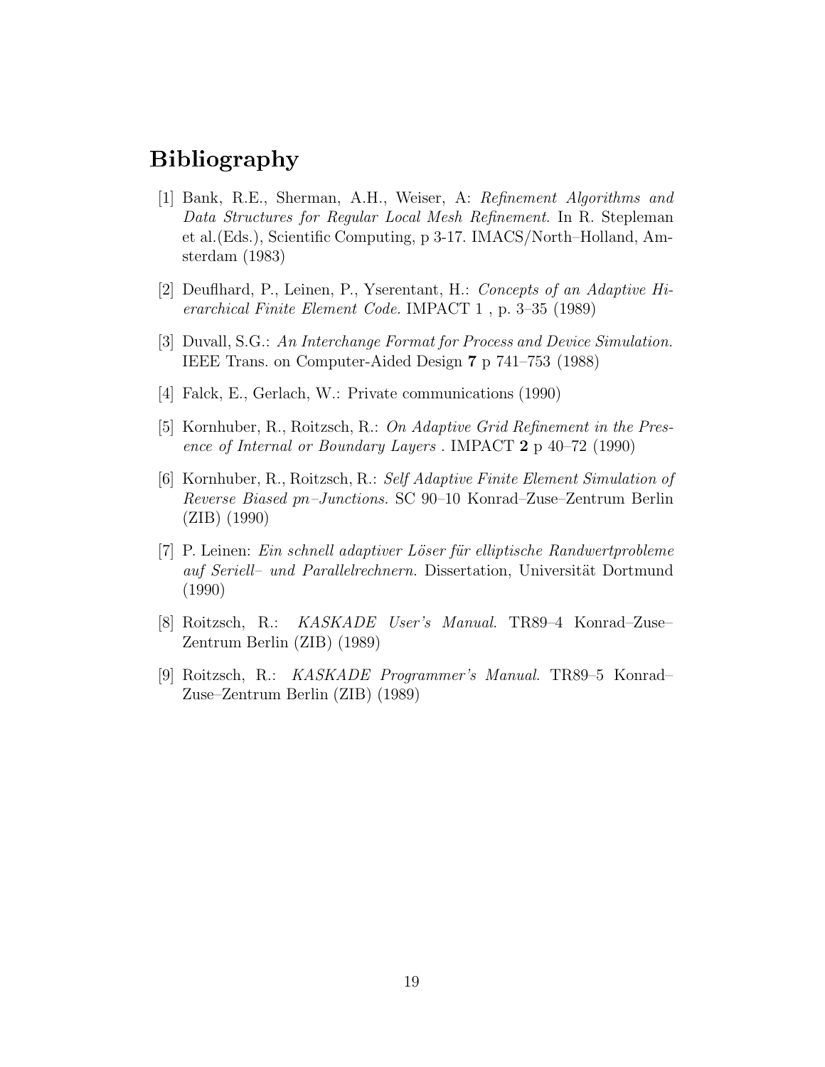# Bibliography

[1] Bank, R.E., Sherman, A.H., Weiser, A: *Refinement Algorithms and Data Structures for Regular Local Mesh Refinement.* In R. Stepleman et al.(Eds.), Scientific Computing, p 3-17. IMACS/North–Holland, Amsterdam (1983)

[2] Deuflhard, P., Leinen, P., Yserentant, H.: *Concepts of an Adaptive Hierarchical Finite Element Code.* IMPACT 1 , p. 3–35 (1989)

[3] Duvall, S.G.: *An Interchange Format for Process and Device Simulation.* IEEE Trans. on Computer-Aided Design **7** p 741–753 (1988)

[4] Falck, E., Gerlach, W.: Private communications (1990)

[5] Kornhuber, R., Roitzsch, R.: *On Adaptive Grid Refinement in the Presence of Internal or Boundary Layers .* IMPACT **2** p 40–72 (1990)

[6] Kornhuber, R., Roitzsch, R.: *Self Adaptive Finite Element Simulation of Reverse Biased pn–Junctions.* SC 90–10 Konrad–Zuse–Zentrum Berlin (ZIB) (1990)

[7] P. Leinen: *Ein schnell adaptiver Löser für elliptische Randwertprobleme auf Seriell– und Parallelrechnern.* Dissertation, Universität Dortmund (1990)

[8] Roitzsch, R.: *KASKADE User's Manual.* TR89–4 Konrad–Zuse–Zentrum Berlin (ZIB) (1989)

[9] Roitzsch, R.: *KASKADE Programmer's Manual.* TR89–5 Konrad–Zuse–Zentrum Berlin (ZIB) (1989)